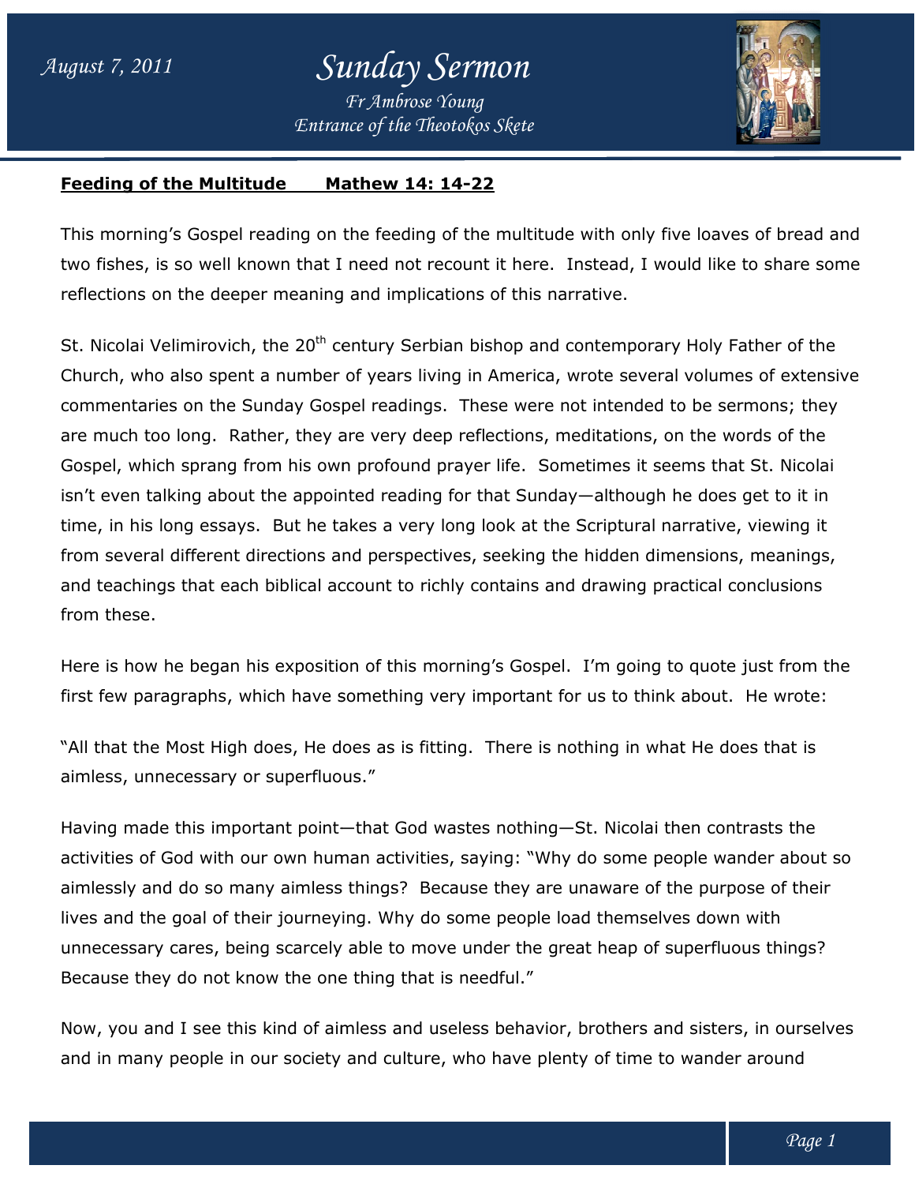# Sunday Sermon

*Fr Ambrose Young*
*Entrance of the Theotokos Skete*

*August 7, 2011*

**Feeding of the Multitude      Mathew 14: 14-22**

This morning's Gospel reading on the feeding of the multitude with only five loaves of bread and two fishes, is so well known that I need not recount it here. Instead, I would like to share some reflections on the deeper meaning and implications of this narrative.

St. Nicolai Velimirovich, the 20th century Serbian bishop and contemporary Holy Father of the Church, who also spent a number of years living in America, wrote several volumes of extensive commentaries on the Sunday Gospel readings. These were not intended to be sermons; they are much too long. Rather, they are very deep reflections, meditations, on the words of the Gospel, which sprang from his own profound prayer life. Sometimes it seems that St. Nicolai isn't even talking about the appointed reading for that Sunday—although he does get to it in time, in his long essays. But he takes a very long look at the Scriptural narrative, viewing it from several different directions and perspectives, seeking the hidden dimensions, meanings, and teachings that each biblical account to richly contains and drawing practical conclusions from these.

Here is how he began his exposition of this morning's Gospel. I'm going to quote just from the first few paragraphs, which have something very important for us to think about. He wrote:

"All that the Most High does, He does as is fitting. There is nothing in what He does that is aimless, unnecessary or superfluous."

Having made this important point—that God wastes nothing—St. Nicolai then contrasts the activities of God with our own human activities, saying: "Why do some people wander about so aimlessly and do so many aimless things? Because they are unaware of the purpose of their lives and the goal of their journeying. Why do some people load themselves down with unnecessary cares, being scarcely able to move under the great heap of superfluous things? Because they do not know the one thing that is needful."

Now, you and I see this kind of aimless and useless behavior, brothers and sisters, in ourselves and in many people in our society and culture, who have plenty of time to wander around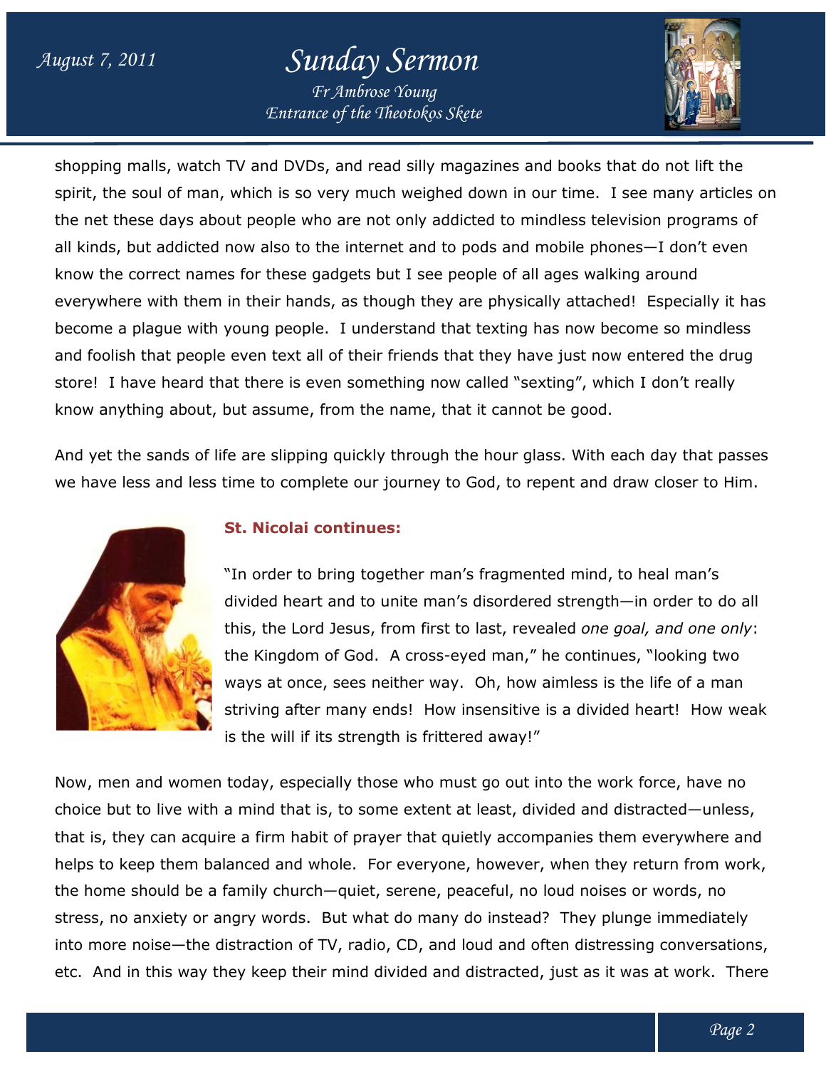shopping malls, watch TV and DVDs, and read silly magazines and books that do not lift the spirit, the soul of man, which is so very much weighed down in our time. I see many articles on the net these days about people who are not only addicted to mindless television programs of all kinds, but addicted now also to the internet and to pods and mobile phones—I don't even know the correct names for these gadgets but I see people of all ages walking around everywhere with them in their hands, as though they are physically attached! Especially it has become a plague with young people. I understand that texting has now become so mindless and foolish that people even text all of their friends that they have just now entered the drug store! I have heard that there is even something now called "sexting", which I don't really know anything about, but assume, from the name, that it cannot be good.

And yet the sands of life are slipping quickly through the hour glass. With each day that passes we have less and less time to complete our journey to God, to repent and draw closer to Him.

**St. Nicolai continues:**

"In order to bring together man's fragmented mind, to heal man's divided heart and to unite man's disordered strength—in order to do all this, the Lord Jesus, from first to last, revealed *one goal, and one only*: the Kingdom of God. A cross-eyed man," he continues, "looking two ways at once, sees neither way. Oh, how aimless is the life of a man striving after many ends! How insensitive is a divided heart! How weak is the will if its strength is frittered away!"

Now, men and women today, especially those who must go out into the work force, have no choice but to live with a mind that is, to some extent at least, divided and distracted—unless, that is, they can acquire a firm habit of prayer that quietly accompanies them everywhere and helps to keep them balanced and whole. For everyone, however, when they return from work, the home should be a family church—quiet, serene, peaceful, no loud noises or words, no stress, no anxiety or angry words. But what do many do instead? They plunge immediately into more noise—the distraction of TV, radio, CD, and loud and often distressing conversations, etc. And in this way they keep their mind divided and distracted, just as it was at work. There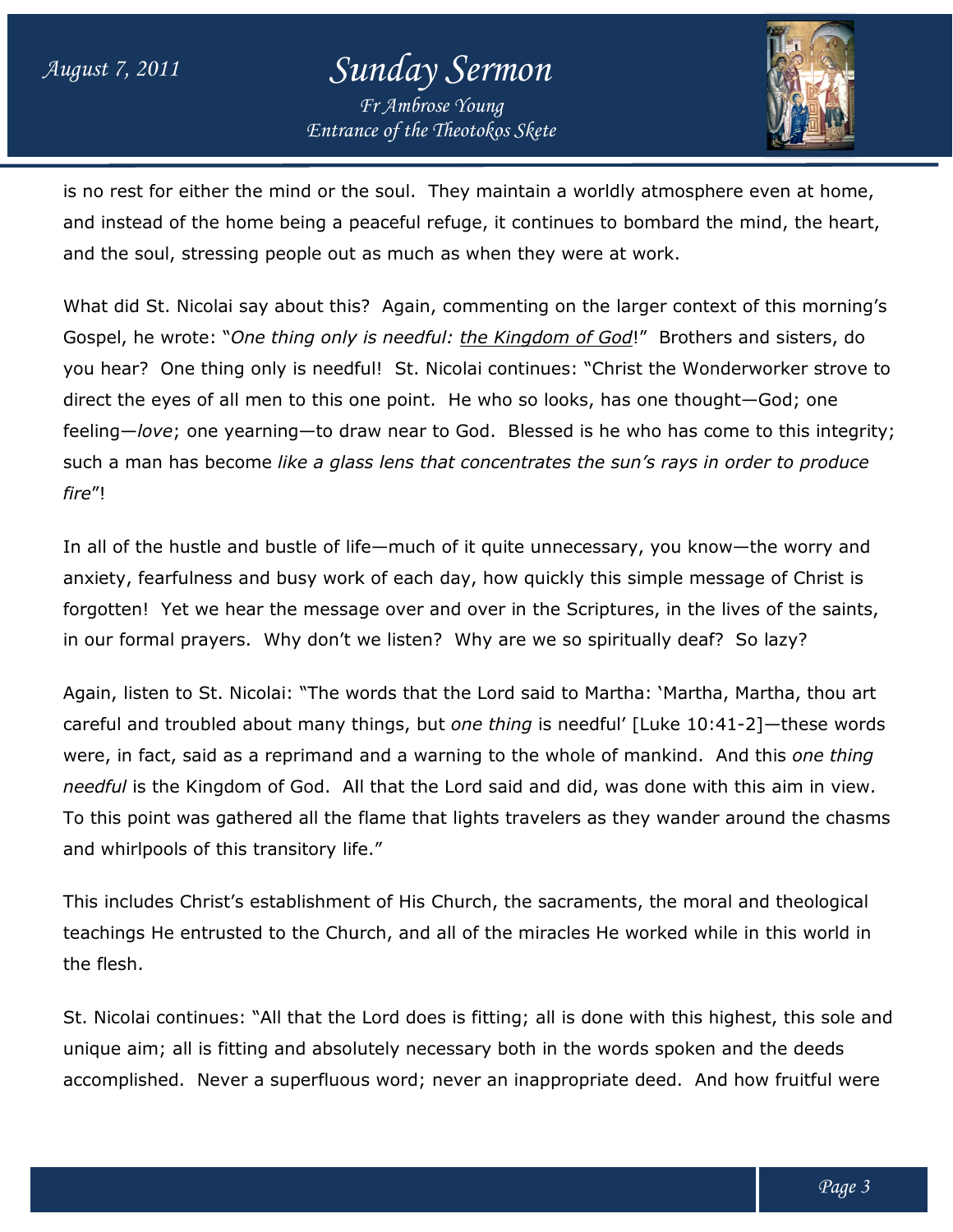is no rest for either the mind or the soul. They maintain a worldly atmosphere even at home, and instead of the home being a peaceful refuge, it continues to bombard the mind, the heart, and the soul, stressing people out as much as when they were at work.

What did St. Nicolai say about this? Again, commenting on the larger context of this morning's Gospel, he wrote: "*One thing only is needful: the Kingdom of God*!" Brothers and sisters, do you hear? One thing only is needful! St. Nicolai continues: "Christ the Wonderworker strove to direct the eyes of all men to this one point. He who so looks, has one thought—God; one feeling—*love*; one yearning—to draw near to God. Blessed is he who has come to this integrity; such a man has become *like a glass lens that concentrates the sun's rays in order to produce fire*"!

In all of the hustle and bustle of life—much of it quite unnecessary, you know—the worry and anxiety, fearfulness and busy work of each day, how quickly this simple message of Christ is forgotten! Yet we hear the message over and over in the Scriptures, in the lives of the saints, in our formal prayers. Why don't we listen? Why are we so spiritually deaf? So lazy?

Again, listen to St. Nicolai: "The words that the Lord said to Martha: 'Martha, Martha, thou art careful and troubled about many things, but *one thing* is needful' [Luke 10:41-2]—these words were, in fact, said as a reprimand and a warning to the whole of mankind. And this *one thing needful* is the Kingdom of God. All that the Lord said and did, was done with this aim in view. To this point was gathered all the flame that lights travelers as they wander around the chasms and whirlpools of this transitory life."

This includes Christ's establishment of His Church, the sacraments, the moral and theological teachings He entrusted to the Church, and all of the miracles He worked while in this world in the flesh.

St. Nicolai continues: "All that the Lord does is fitting; all is done with this highest, this sole and unique aim; all is fitting and absolutely necessary both in the words spoken and the deeds accomplished. Never a superfluous word; never an inappropriate deed. And how fruitful were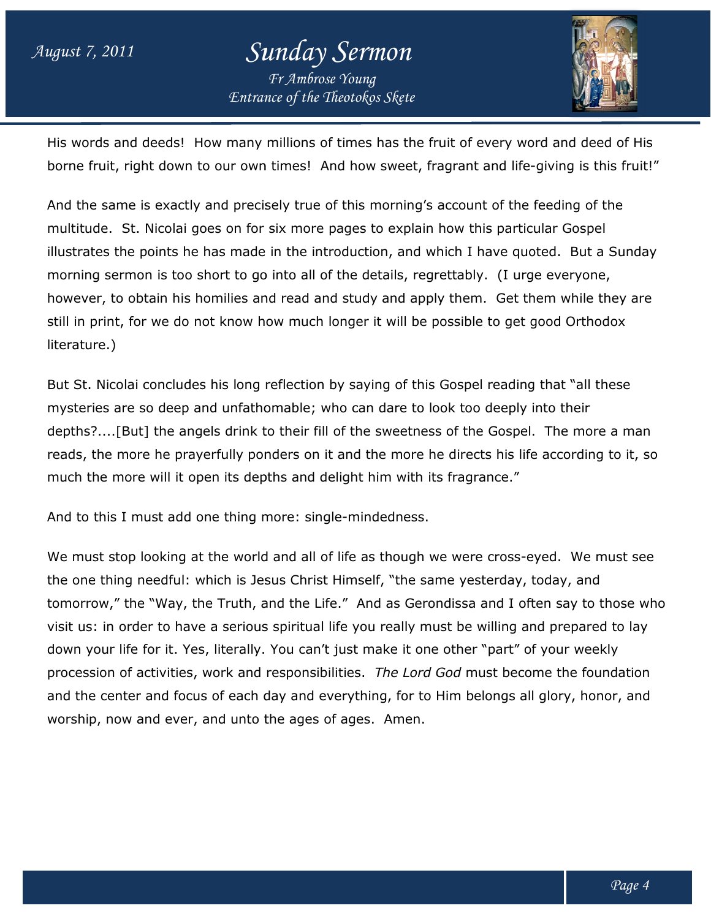His words and deeds! How many millions of times has the fruit of every word and deed of His borne fruit, right down to our own times! And how sweet, fragrant and life-giving is this fruit!"

And the same is exactly and precisely true of this morning's account of the feeding of the multitude. St. Nicolai goes on for six more pages to explain how this particular Gospel illustrates the points he has made in the introduction, and which I have quoted. But a Sunday morning sermon is too short to go into all of the details, regrettably. (I urge everyone, however, to obtain his homilies and read and study and apply them. Get them while they are still in print, for we do not know how much longer it will be possible to get good Orthodox literature.)

But St. Nicolai concludes his long reflection by saying of this Gospel reading that "all these mysteries are so deep and unfathomable; who can dare to look too deeply into their depths?....[But] the angels drink to their fill of the sweetness of the Gospel. The more a man reads, the more he prayerfully ponders on it and the more he directs his life according to it, so much the more will it open its depths and delight him with its fragrance."

And to this I must add one thing more: single-mindedness.

We must stop looking at the world and all of life as though we were cross-eyed. We must see the one thing needful: which is Jesus Christ Himself, "the same yesterday, today, and tomorrow," the "Way, the Truth, and the Life." And as Gerondissa and I often say to those who visit us: in order to have a serious spiritual life you really must be willing and prepared to lay down your life for it. Yes, literally. You can't just make it one other "part" of your weekly procession of activities, work and responsibilities. *The Lord God* must become the foundation and the center and focus of each day and everything, for to Him belongs all glory, honor, and worship, now and ever, and unto the ages of ages. Amen.